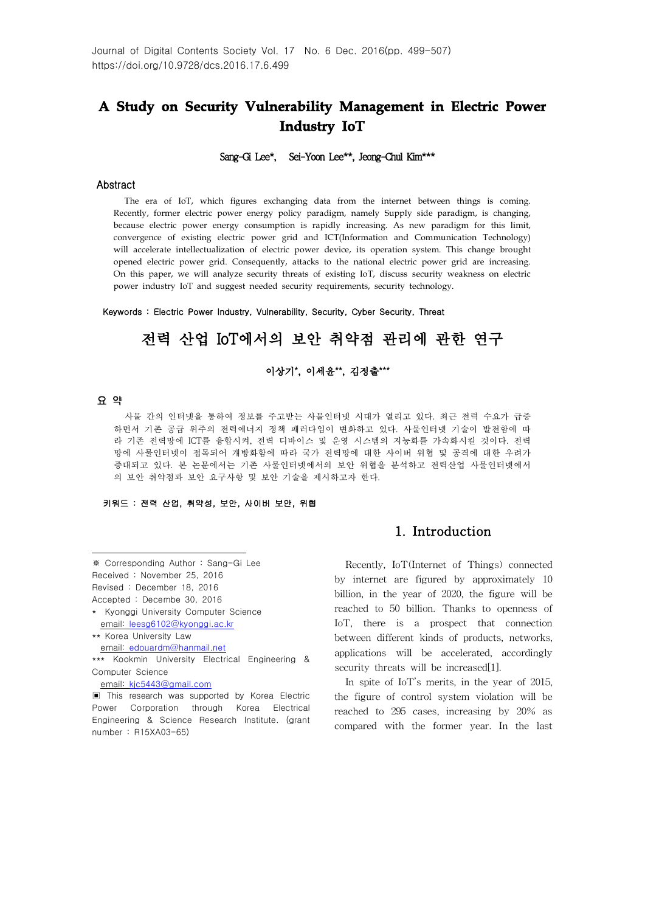# A Study on Security Vulnerability Management in Electric Power Industry IoT

Sang-Gi Lee*, Sei-Yoon Lee**, Jeong-Chul Kim***

## Abstract

The era of IoT, which figures exchanging data from the internet between things is coming. Recently, former electric power energy policy paradigm, namely Supply side paradigm, is changing, because electric power energy consumption is rapidly increasing. As new paradigm for this limit, convergence of existing electric power grid and ICT(Information and Communication Technology) will accelerate intellectualization of electric power device, its operation system. This change brought opened electric power grid. Consequently, attacks to the national electric power grid are increasing. On this paper, we will analyze security threats of existing IoT, discuss security weakness on electric power industry IoT and suggest needed security requirements, security technology.

Keywords : Electric Power Industry, Vulnerability, Security, Cyber Security, Threat

# 전력 산업 IoT에서의 보안 취약점 관리에 관한 연구

이상기*, 이세윤**, 김정출***

## 요 약

사물 간의 인터넷을 통하여 정보를 주고받는 사물인터넷 시대가 열리고 있다. 최근 전력 수요가 급증하면서 기존 공급 위주의 전력에너지 정책 패러다임이 변화하고 있다. 사물인터넷 기술이 발전함에 따라 기존 전력망에 ICT를 융합시켜, 전력 디바이스 및 운영 시스템의 지능화를 가속화시킬 것이다. 전력망에 사물인터넷이 접목되어 개방화함에 따라 국가 전력망에 대한 사이버 위협 및 공격에 대한 우려가 증대되고 있다. 본 논문에서는 기존 사물인터넷에서의 보안 위협을 분석하고 전력산업 사물인터넷에서의 보안 취약점과 보안 요구사항 및 보안 기술을 제시하고자 한다.

키워드 : 전력 산업, 취약성, 보안, 사이버 보안, 위협

※ Corresponding Author : Sang-Gi Lee
Received : November 25, 2016
Revised : December 18, 2016
Accepted : Decembe 30, 2016
* Kyonggi University Computer Science
email: leesg6102@kyonggi.ac.kr
** Korea University Law
email: edouardm@hanmail.net
*** Kookmin University Electrical Engineering & Computer Science
email: kjc5443@gmail.com
▣ This research was supported by Korea Electric Power Corporation through Korea Electrical Engineering & Science Research Institute. (grant number : R15XA03-65)

## 1. Introduction

Recently, IoT(Internet of Things) connected by internet are figured by approximately 10 billion, in the year of 2020, the figure will be reached to 50 billion. Thanks to openness of IoT, there is a prospect that connection between different kinds of products, networks, applications will be accelerated, accordingly security threats will be increased[1].

In spite of IoT's merits, in the year of 2015, the figure of control system violation will be reached to 295 cases, increasing by 20% as compared with the former year. In the last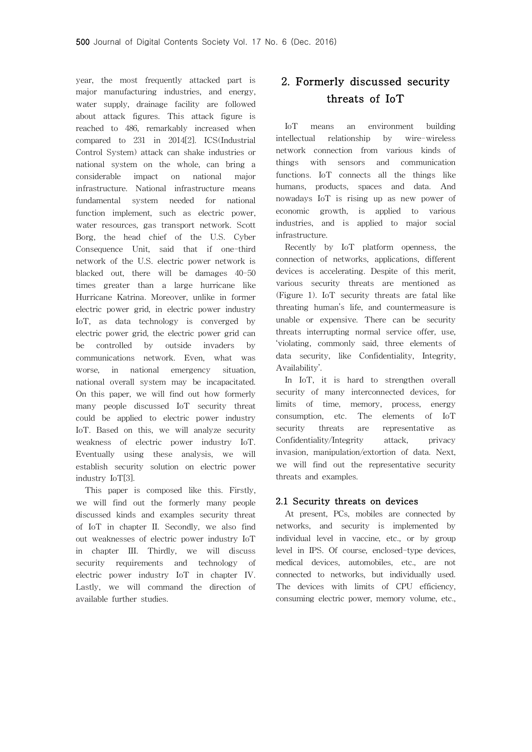year, the most frequently attacked part is major manufacturing industries, and energy, water supply, drainage facility are followed about attack figures. This attack figure is reached to 486, remarkably increased when compared to 231 in 2014[2]. ICS(Industrial Control System) attack can shake industries or national system on the whole, can bring a considerable impact on national major infrastructure. National infrastructure means fundamental system needed for national function implement, such as electric power, water resources, gas transport network. Scott Borg, the head chief of the U.S. Cyber Consequence Unit, said that if one-third network of the U.S. electric power network is blacked out, there will be damages 40-50 times greater than a large hurricane like Hurricane Katrina. Moreover, unlike in former electric power grid, in electric power industry IoT, as data technology is converged by electric power grid, the electric power grid can be controlled by outside invaders by communications network. Even, what was worse, in national emergency situation, national overall system may be incapacitated. On this paper, we will find out how formerly many people discussed IoT security threat could be applied to electric power industry IoT. Based on this, we will analyze security weakness of electric power industry IoT. Eventually using these analysis, we will establish security solution on electric power industry IoT[3].

This paper is composed like this. Firstly, we will find out the formerly many people discussed kinds and examples security threat of IoT in chapter II. Secondly, we also find out weaknesses of electric power industry IoT in chapter III. Thirdly, we will discuss security requirements and technology of electric power industry IoT in chapter IV. Lastly, we will command the direction of available further studies.

## 2. Formerly discussed security threats of IoT

IoT means an environment building intellectual relationship by wire-wireless network connection from various kinds of things with sensors and communication functions. IoT connects all the things like humans, products, spaces and data. And nowadays IoT is rising up as new power of economic growth, is applied to various industries, and is applied to major social infrastructure.

Recently by IoT platform openness, the connection of networks, applications, different devices is accelerating. Despite of this merit, various security threats are mentioned as (Figure 1). IoT security threats are fatal like threating human's life, and countermeasure is unable or expensive. There can be security threats interrupting normal service offer, use, 'violating, commonly said, three elements of data security, like Confidentiality, Integrity, Availability'.

In IoT, it is hard to strengthen overall security of many interconnected devices, for limits of time, memory, process, energy consumption, etc. The elements of IoT security threats are representative as Confidentiality/Integrity attack, privacy invasion, manipulation/extortion of data. Next, we will find out the representative security threats and examples.

### 2.1 Security threats on devices

At present, PCs, mobiles are connected by networks, and security is implemented by individual level in vaccine, etc., or by group level in IPS. Of course, enclosed-type devices, medical devices, automobiles, etc., are not connected to networks, but individually used. The devices with limits of CPU efficiency, consuming electric power, memory volume, etc.,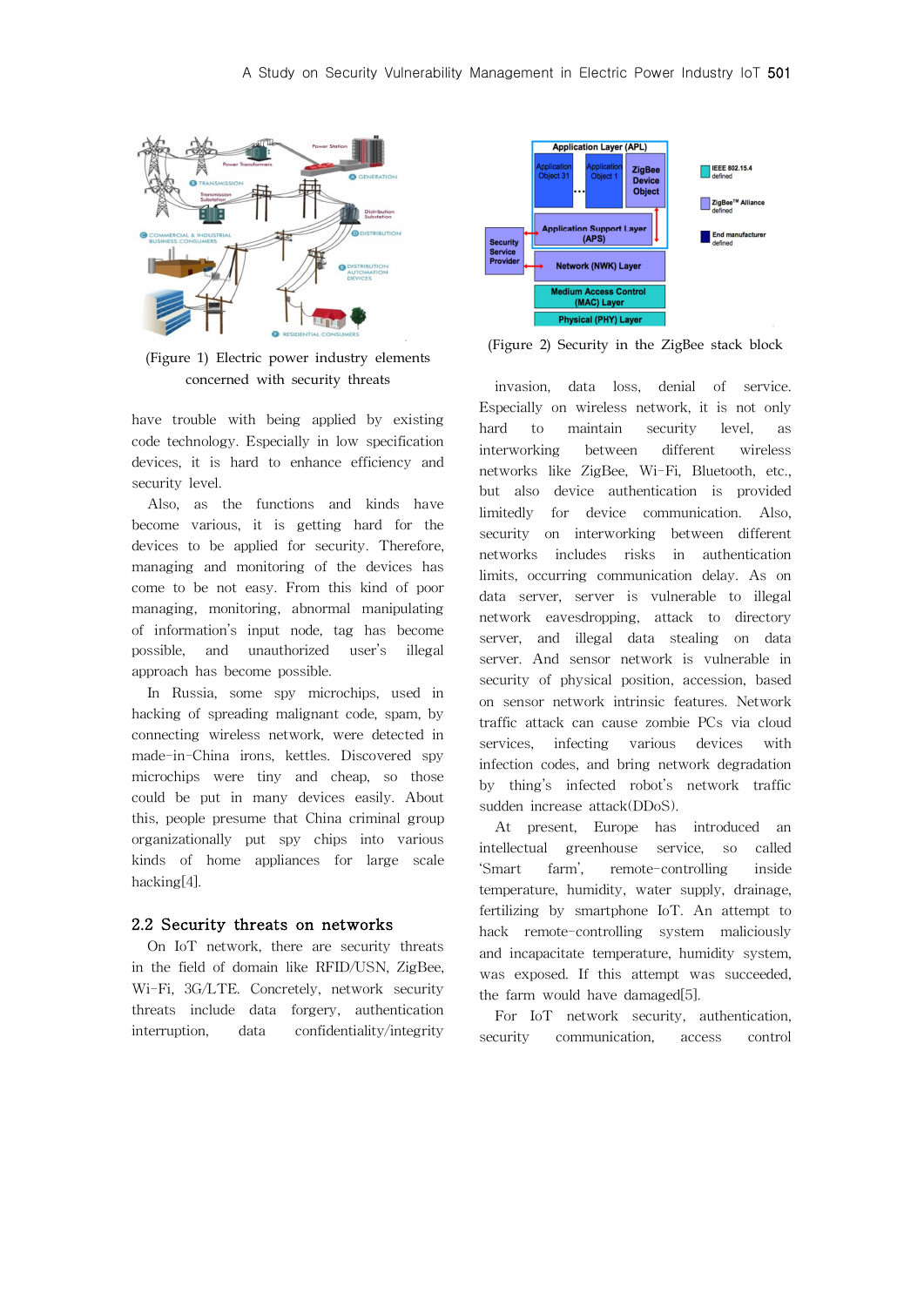(Figure 1) Electric power industry elements concerned with security threats

have trouble with being applied by existing code technology. Especially in low specification devices, it is hard to enhance efficiency and security level.

Also, as the functions and kinds have become various, it is getting hard for the devices to be applied for security. Therefore, managing and monitoring of the devices has come to be not easy. From this kind of poor managing, monitoring, abnormal manipulating of information's input node, tag has become possible, and unauthorized user's illegal approach has become possible.

In Russia, some spy microchips, used in hacking of spreading malignant code, spam, by connecting wireless network, were detected in made-in-China irons, kettles. Discovered spy microchips were tiny and cheap, so those could be put in many devices easily. About this, people presume that China criminal group organizationally put spy chips into various kinds of home appliances for large scale hacking[4].

## 2.2 Security threats on networks

On IoT network, there are security threats in the field of domain like RFID/USN, ZigBee, Wi-Fi, 3G/LTE. Concretely, network security threats include data forgery, authentication interruption, data confidentiality/integrity

(Figure 2) Security in the ZigBee stack block

invasion, data loss, denial of service. Especially on wireless network, it is not only hard to maintain security level, as interworking between different wireless networks like ZigBee, Wi-Fi, Bluetooth, etc., but also device authentication is provided limitedly for device communication. Also, security on interworking between different networks includes risks in authentication limits, occurring communication delay. As on data server, server is vulnerable to illegal network eavesdropping, attack to directory server, and illegal data stealing on data server. And sensor network is vulnerable in security of physical position, accession, based on sensor network intrinsic features. Network traffic attack can cause zombie PCs via cloud services, infecting various devices with infection codes, and bring network degradation by thing's infected robot's network traffic sudden increase attack(DDoS).

At present, Europe has introduced an intellectual greenhouse service, so called 'Smart farm', remote-controlling inside temperature, humidity, water supply, drainage, fertilizing by smartphone IoT. An attempt to hack remote-controlling system maliciously and incapacitate temperature, humidity system, was exposed. If this attempt was succeeded, the farm would have damaged[5].

For IoT network security, authentication, security communication, access control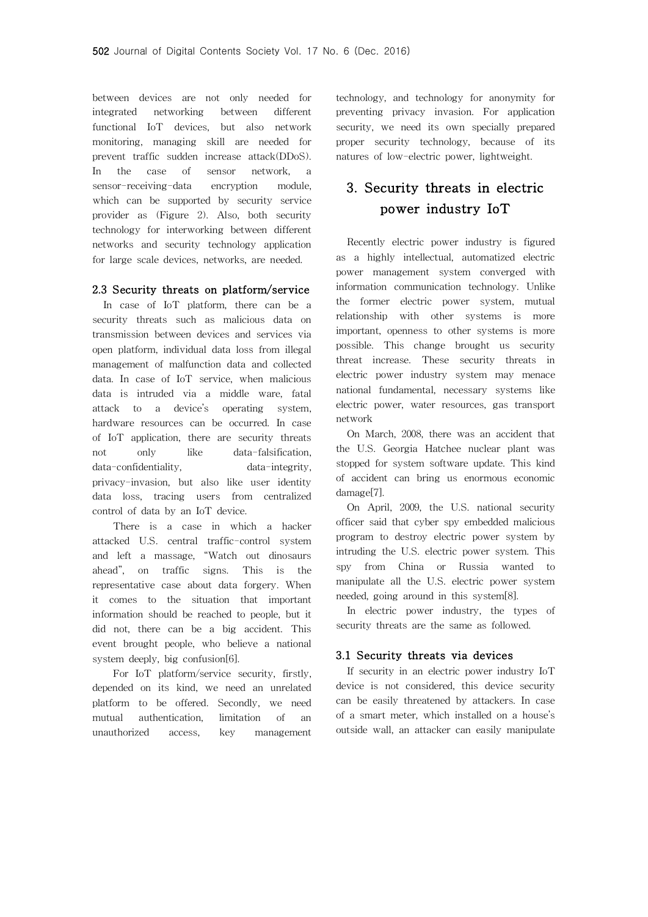between devices are not only needed for integrated networking between different functional IoT devices, but also network monitoring, managing skill are needed for prevent traffic sudden increase attack(DDoS). In the case of sensor network, a sensor-receiving-data encryption module, which can be supported by security service provider as (Figure 2). Also, both security technology for interworking between different networks and security technology application for large scale devices, networks, are needed.

### 2.3 Security threats on platform/service

In case of IoT platform, there can be a security threats such as malicious data on transmission between devices and services via open platform, individual data loss from illegal management of malfunction data and collected data. In case of IoT service, when malicious data is intruded via a middle ware, fatal attack to a device's operating system, hardware resources can be occurred. In case of IoT application, there are security threats not only like data-falsification, data-confidentiality, data-integrity, privacy-invasion, but also like user identity data loss, tracing users from centralized control of data by an IoT device.

There is a case in which a hacker attacked U.S. central traffic-control system and left a massage, "Watch out dinosaurs ahead", on traffic signs. This is the representative case about data forgery. When it comes to the situation that important information should be reached to people, but it did not, there can be a big accident. This event brought people, who believe a national system deeply, big confusion[6].

For IoT platform/service security, firstly, depended on its kind, we need an unrelated platform to be offered. Secondly, we need mutual authentication, limitation of an unauthorized access, key management technology, and technology for anonymity for preventing privacy invasion. For application security, we need its own specially prepared proper security technology, because of its natures of low-electric power, lightweight.

## 3. Security threats in electric power industry IoT

Recently electric power industry is figured as a highly intellectual, automatized electric power management system converged with information communication technology. Unlike the former electric power system, mutual relationship with other systems is more important, openness to other systems is more possible. This change brought us security threat increase. These security threats in electric power industry system may menace national fundamental, necessary systems like electric power, water resources, gas transport network

On March, 2008, there was an accident that the U.S. Georgia Hatchee nuclear plant was stopped for system software update. This kind of accident can bring us enormous economic damage[7].

On April, 2009, the U.S. national security officer said that cyber spy embedded malicious program to destroy electric power system by intruding the U.S. electric power system. This spy from China or Russia wanted to manipulate all the U.S. electric power system needed, going around in this system[8].

In electric power industry, the types of security threats are the same as followed.

### 3.1 Security threats via devices

If security in an electric power industry IoT device is not considered, this device security can be easily threatened by attackers. In case of a smart meter, which installed on a house's outside wall, an attacker can easily manipulate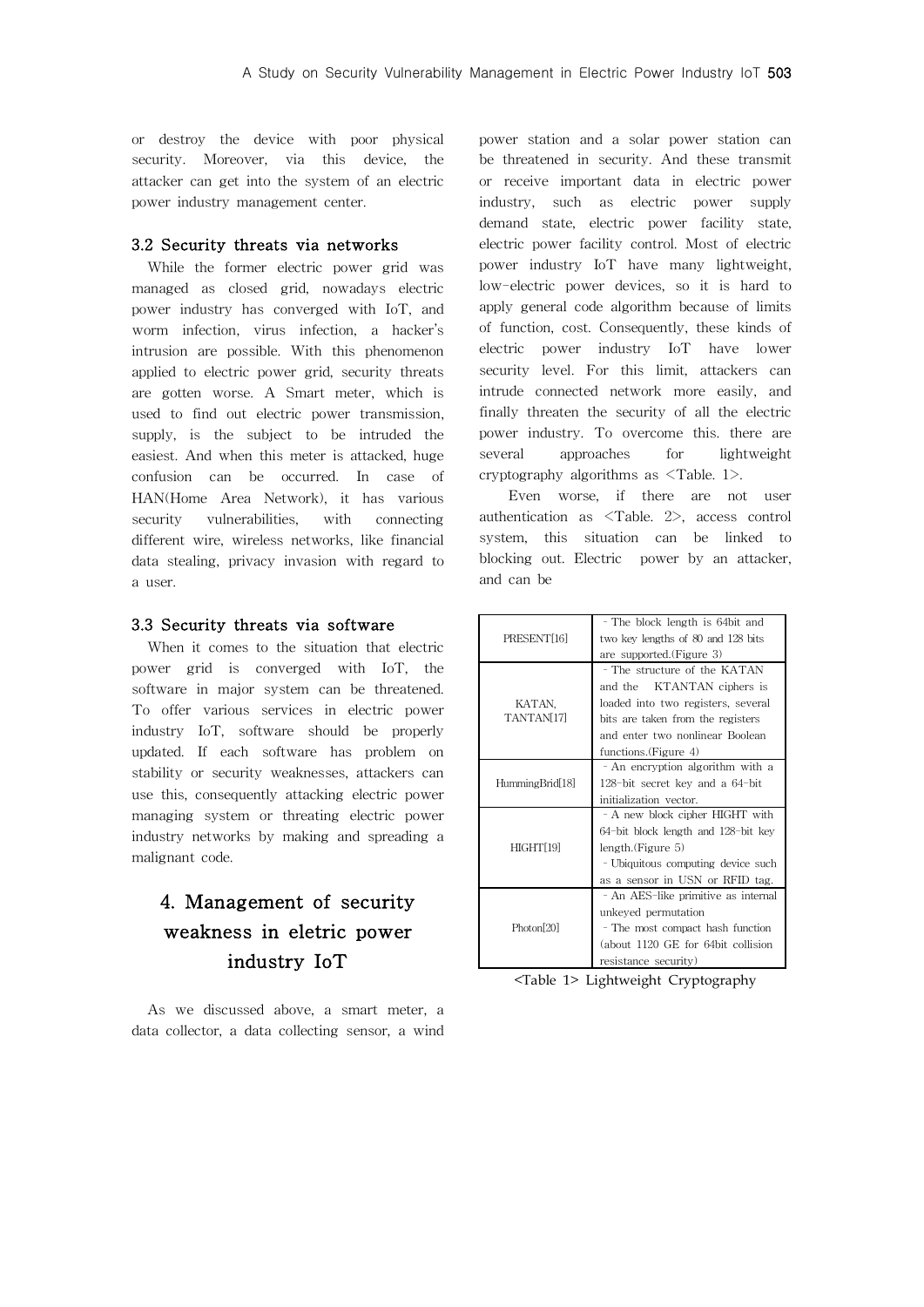or destroy the device with poor physical security. Moreover, via this device, the attacker can get into the system of an electric power industry management center.

### 3.2 Security threats via networks

While the former electric power grid was managed as closed grid, nowadays electric power industry has converged with IoT, and worm infection, virus infection, a hacker's intrusion are possible. With this phenomenon applied to electric power grid, security threats are gotten worse. A Smart meter, which is used to find out electric power transmission, supply, is the subject to be intruded the easiest. And when this meter is attacked, huge confusion can be occurred. In case of HAN(Home Area Network), it has various security vulnerabilities, with connecting different wire, wireless networks, like financial data stealing, privacy invasion with regard to a user.

### 3.3 Security threats via software

When it comes to the situation that electric power grid is converged with IoT, the software in major system can be threatened. To offer various services in electric power industry IoT, software should be properly updated. If each software has problem on stability or security weaknesses, attackers can use this, consequently attacking electric power managing system or threating electric power industry networks by making and spreading a malignant code.

## 4. Management of security weakness in eletric power industry IoT

As we discussed above, a smart meter, a data collector, a data collecting sensor, a wind power station and a solar power station can be threatened in security. And these transmit or receive important data in electric power industry, such as electric power supply demand state, electric power facility state, electric power facility control. Most of electric power industry IoT have many lightweight, low-electric power devices, so it is hard to apply general code algorithm because of limits of function, cost. Consequently, these kinds of electric power industry IoT have lower security level. For this limit, attackers can intrude connected network more easily, and finally threaten the security of all the electric power industry. To overcome this. there are several approaches for lightweight cryptography algorithms as <Table. 1>.

Even worse, if there are not user authentication as <Table. 2>, access control system, this situation can be linked to blocking out. Electric power by an attacker, and can be

| | |
|---|---|
| PRESENT[16] | - The block length is 64bit and two key lengths of 80 and 128 bits are supported.(Figure 3) |
| KATAN, TANTAN[17] | - The structure of the KATAN and the KTANTAN ciphers is loaded into two registers, several bits are taken from the registers and enter two nonlinear Boolean functions.(Figure 4) |
| HummingBrid[18] | - An encryption algorithm with a 128-bit secret key and a 64-bit initialization vector. |
| HIGHT[19] | - A new block cipher HIGHT with 64-bit block length and 128-bit key length.(Figure 5)<br>- Ubiquitous computing device such as a sensor in USN or RFID tag. |
| Photon[20] | - An AES-like primitive as internal unkeyed permutation<br>- The most compact hash function (about 1120 GE for 64bit collision resistance security) |

<Table 1> Lightweight Cryptography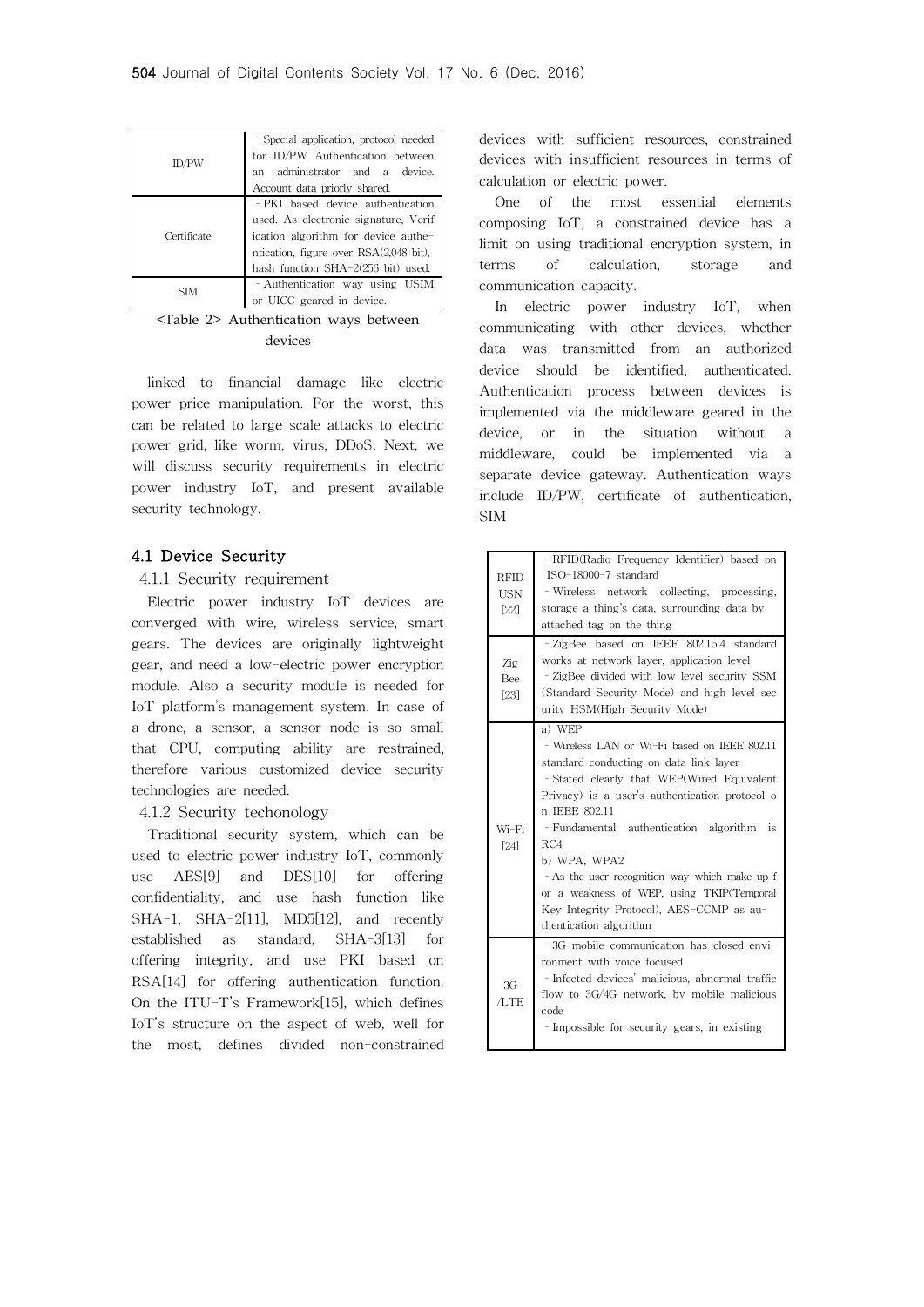| ID/PW | - Special application, protocol needed for ID/PW Authentication between an administrator and a device. Account data priorly shared. |
|---|---|
| Certificate | - PKI based device authentication used. As electronic signature, Verification algorithm for device authentication, figure over RSA(2,048 bit), hash function SHA-2(256 bit) used. |
| SIM | - Authentication way using USIM or UICC geared in device. |

<Table 2> Authentication ways between devices

linked to financial damage like electric power price manipulation. For the worst, this can be related to large scale attacks to electric power grid, like worm, virus, DDoS. Next, we will discuss security requirements in electric power industry IoT, and present available security technology.

### 4.1 Device Security

#### 4.1.1 Security requirement

Electric power industry IoT devices are converged with wire, wireless service, smart gears. The devices are originally lightweight gear, and need a low-electric power encryption module. Also a security module is needed for IoT platform's management system. In case of a drone, a sensor, a sensor node is so small that CPU, computing ability are restrained, therefore various customized device security technologies are needed.

#### 4.1.2 Security techonology

Traditional security system, which can be used to electric power industry IoT, commonly use AES[9] and DES[10] for offering confidentiality, and use hash function like SHA-1, SHA-2[11], MD5[12], and recently established as standard, SHA-3[13] for offering integrity, and use PKI based on RSA[14] for offering authentication function. On the ITU-T's Framework[15], which defines IoT's structure on the aspect of web, well for the most, defines divided non-constrained devices with sufficient resources, constrained devices with insufficient resources in terms of calculation or electric power.

One of the most essential elements composing IoT, a constrained device has a limit on using traditional encryption system, in terms of calculation, storage and communication capacity.

In electric power industry IoT, when communicating with other devices, whether data was transmitted from an authorized device should be identified, authenticated. Authentication process between devices is implemented via the middleware geared in the device, or in the situation without a middleware, could be implemented via a separate device gateway. Authentication ways include ID/PW, certificate of authentication, SIM

| RFID USN [22] | - RFID(Radio Frequency Identifier) based on ISO-18000-7 standard<br>- Wireless network collecting, processing, storage a thing's data, surrounding data by attached tag on the thing |
|---|---|
| Zig Bee [23] | - ZigBee based on IEEE 802.15.4 standard works at network layer, application level<br>- ZigBee divided with low level security SSM (Standard Security Mode) and high level security HSM(High Security Mode) |
| Wi-Fi [24] | a) WEP<br>- Wireless LAN or Wi-Fi based on IEEE 802.11 standard conducting on data link layer<br>- Stated clearly that WEP(Wired Equivalent Privacy) is a user's authentication protocol on IEEE 802.11<br>- Fundamental authentication algorithm is RC4<br>b) WPA, WPA2<br>- As the user recognition way which make up for a weakness of WEP, using TKIP(Temporal Key Integrity Protocol), AES-CCMP as authentication algorithm |
| 3G /LTE | - 3G mobile communication has closed environment with voice focused<br>- Infected devices' malicious, abnormal traffic flow to 3G/4G network, by mobile malicious code<br>- Impossible for security gears, in existing |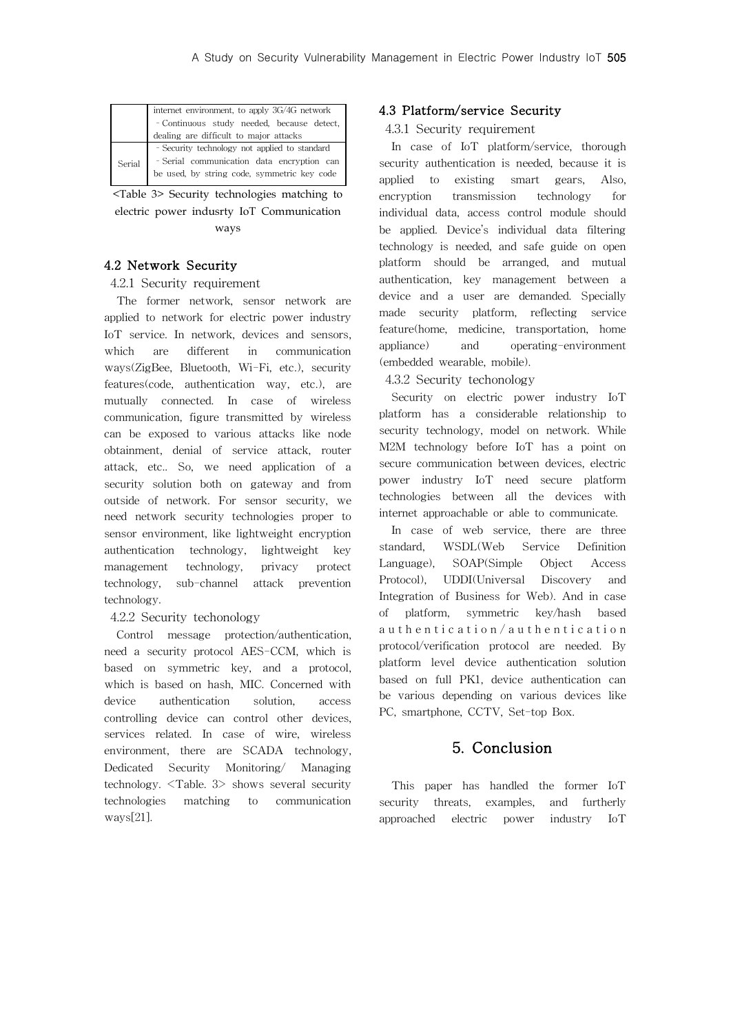|  |  |
| --- | --- |
|  | internet environment, to apply 3G/4G network<br>- Continuous study needed, because detect, dealing are difficult to major attacks |
| Serial | - Security technology not applied to standard<br>- Serial communication data encryption can be used, by string code, symmetric key code |

<Table 3> Security technologies matching to electric power indusrty IoT Communication ways

## 4.2 Network Security

### 4.2.1 Security requirement

The former network, sensor network are applied to network for electric power industry IoT service. In network, devices and sensors, which are different in communication ways(ZigBee, Bluetooth, Wi-Fi, etc.), security features(code, authentication way, etc.), are mutually connected. In case of wireless communication, figure transmitted by wireless can be exposed to various attacks like node obtainment, denial of service attack, router attack, etc.. So, we need application of a security solution both on gateway and from outside of network. For sensor security, we need network security technologies proper to sensor environment, like lightweight encryption authentication technology, lightweight key management technology, privacy protect technology, sub-channel attack prevention technology.

### 4.2.2 Security techonology

Control message protection/authentication, need a security protocol AES-CCM, which is based on symmetric key, and a protocol, which is based on hash, MIC. Concerned with device authentication solution, access controlling device can control other devices, services related. In case of wire, wireless environment, there are SCADA technology, Dedicated Security Monitoring/ Managing technology. <Table. 3> shows several security technologies matching to communication ways[21].

## 4.3 Platform/service Security

### 4.3.1 Security requirement

In case of IoT platform/service, thorough security authentication is needed, because it is applied to existing smart gears, Also, encryption transmission technology for individual data, access control module should be applied. Device's individual data filtering technology is needed, and safe guide on open platform should be arranged, and mutual authentication, key management between a device and a user are demanded. Specially made security platform, reflecting service feature(home, medicine, transportation, home appliance) and operating-environment (embedded wearable, mobile).

### 4.3.2 Security techonology

Security on electric power industry IoT platform has a considerable relationship to security technology, model on network. While M2M technology before IoT has a point on secure communication between devices, electric power industry IoT need secure platform technologies between all the devices with internet approachable or able to communicate.

In case of web service, there are three standard, WSDL(Web Service Definition Language), SOAP(Simple Object Access Protocol), UDDI(Universal Discovery and Integration of Business for Web). And in case of platform, symmetric key/hash based authentication/authentication protocol/verification protocol are needed. By platform level device authentication solution based on full PK1, device authentication can be various depending on various devices like PC, smartphone, CCTV, Set-top Box.

# 5. Conclusion

This paper has handled the former IoT security threats, examples, and furtherly approached electric power industry IoT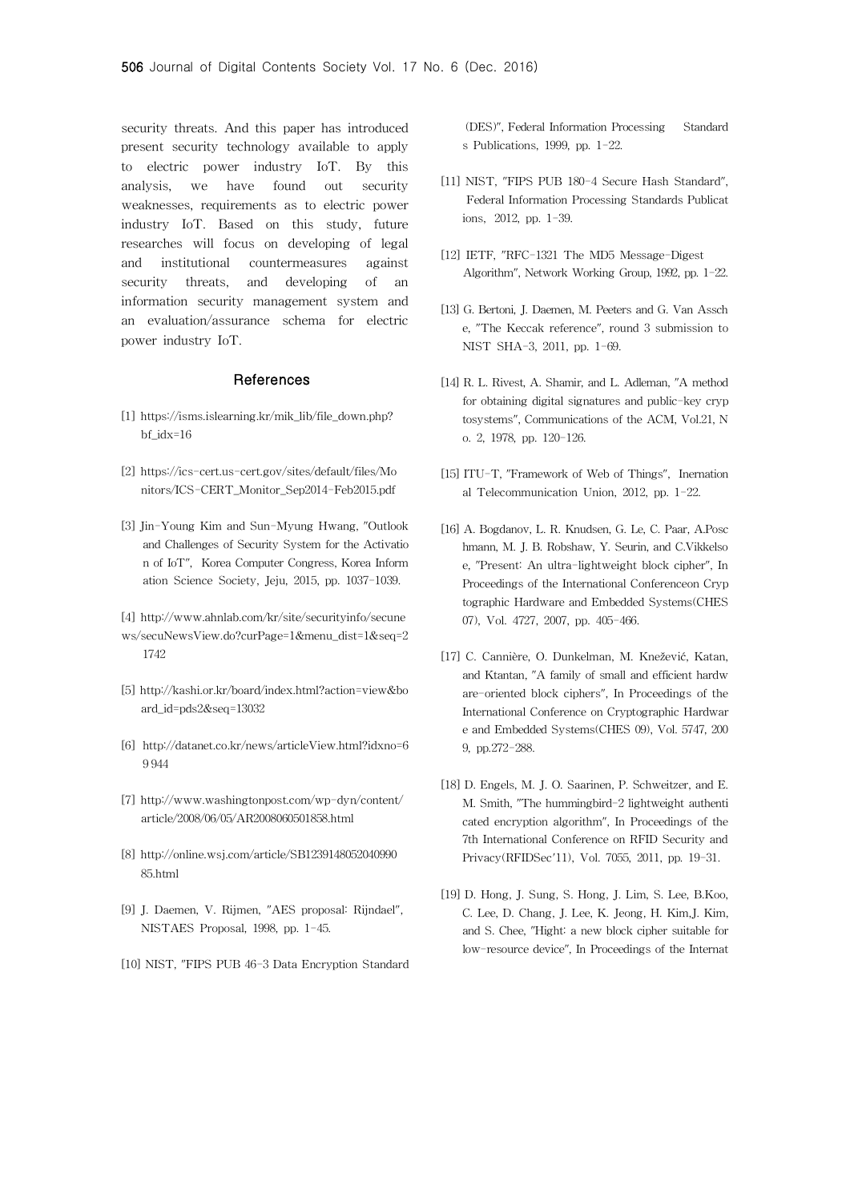security threats. And this paper has introduced present security technology available to apply to electric power industry IoT. By this analysis, we have found out security weaknesses, requirements as to electric power industry IoT. Based on this study, future researches will focus on developing of legal and institutional countermeasures against security threats, and developing of an information security management system and an evaluation/assurance schema for electric power industry IoT.

## References

[1] https://isms.islearning.kr/mik_lib/file_down.php?bf_idx=16

[2] https://ics-cert.us-cert.gov/sites/default/files/Monitors/ICS-CERT_Monitor_Sep2014-Feb2015.pdf

[3] Jin-Young Kim and Sun-Myung Hwang, "Outlook and Challenges of Security System for the Activation of IoT", Korea Computer Congress, Korea Information Science Society, Jeju, 2015, pp. 1037-1039.

[4] http://www.ahnlab.com/kr/site/securityinfo/secunews/secuNewsView.do?curPage=1&menu_dist=1&seq=21742

[5] http://kashi.or.kr/board/index.html?action=view&board_id=pds2&seq=13032

[6] http://datanet.co.kr/news/articleView.html?idxno=69944

[7] http://www.washingtonpost.com/wp-dyn/content/article/2008/06/05/AR2008060501858.html

[8] http://online.wsj.com/article/SB123914805204099085.html

[9] J. Daemen, V. Rijmen, "AES proposal: Rijndael", NISTAES Proposal, 1998, pp. 1-45.

[10] NIST, "FIPS PUB 46-3 Data Encryption Standard (DES)", Federal Information Processing Standards Publications, 1999, pp. 1-22.

[11] NIST, "FIPS PUB 180-4 Secure Hash Standard", Federal Information Processing Standards Publications, 2012, pp. 1-39.

[12] IETF, "RFC-1321 The MD5 Message-Digest Algorithm", Network Working Group, 1992, pp. 1-22.

[13] G. Bertoni, J. Daemen, M. Peeters and G. Van Assche, "The Keccak reference", round 3 submission to NIST SHA-3, 2011, pp. 1-69.

[14] R. L. Rivest, A. Shamir, and L. Adleman, "A method for obtaining digital signatures and public-key cryptosystems", Communications of the ACM, Vol.21, No. 2, 1978, pp. 120-126.

[15] ITU-T, "Framework of Web of Things", Inernational Telecommunication Union, 2012, pp. 1-22.

[16] A. Bogdanov, L. R. Knudsen, G. Le, C. Paar, A.Poschmann, M. J. B. Robshaw, Y. Seurin, and C.Vikkelsoe, "Present: An ultra-lightweight block cipher", In Proceedings of the International Conferenceon Cryptographic Hardware and Embedded Systems(CHES 07), Vol. 4727, 2007, pp. 405-466.

[17] C. Cannière, O. Dunkelman, M. Knežević, Katan, and Ktantan, "A family of small and efficient hardware-oriented block ciphers", In Proceedings of the International Conference on Cryptographic Hardware and Embedded Systems(CHES 09), Vol. 5747, 2009, pp.272-288.

[18] D. Engels, M. J. O. Saarinen, P. Schweitzer, and E. M. Smith, "The hummingbird-2 lightweight authenticated encryption algorithm", In Proceedings of the 7th International Conference on RFID Security and Privacy(RFIDSec'11), Vol. 7055, 2011, pp. 19-31.

[19] D. Hong, J. Sung, S. Hong, J. Lim, S. Lee, B.Koo, C. Lee, D. Chang, J. Lee, K. Jeong, H. Kim,J. Kim, and S. Chee, "Hight: a new block cipher suitable for low-resource device", In Proceedings of the Internat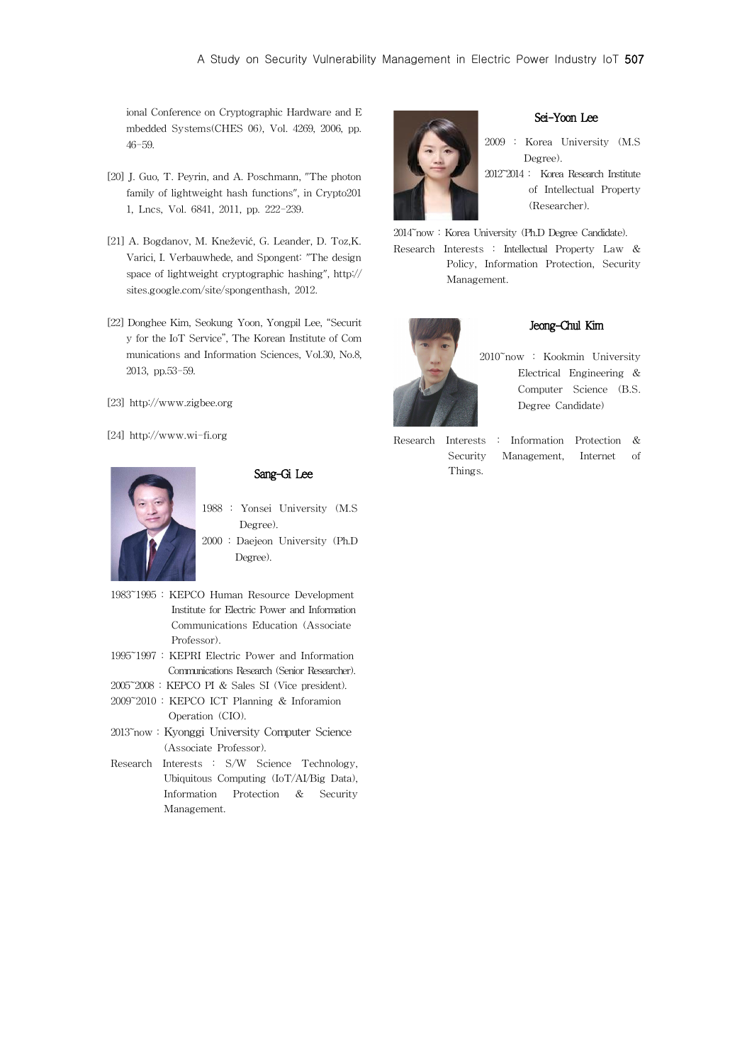ional Conference on Cryptographic Hardware and Embedded Systems(CHES 06), Vol. 4269, 2006, pp. 46-59.

[20] J. Guo, T. Peyrin, and A. Poschmann, "The photon family of lightweight hash functions", in Crypto2011, Lncs, Vol. 6841, 2011, pp. 222-239.

[21] A. Bogdanov, M. Knežević, G. Leander, D. Toz,K. Varici, I. Verbauwhede, and Spongent: "The design space of lightweight cryptographic hashing", http://sites.google.com/site/spongenthash, 2012.

[22] Donghee Kim, Seokung Yoon, Yongpil Lee, "Security for the IoT Service", The Korean Institute of Communications and Information Sciences, Vol.30, No.8, 2013, pp.53-59.

[23] http://www.zigbee.org

[24] http://www.wi-fi.org

### Sang-Gi Lee

1988 : Yonsei University (M.S Degree).
2000 : Daejeon University (Ph.D Degree).

1983~1995 : KEPCO Human Resource Development Institute for Electric Power and Information Communications Education (Associate Professor).
1995~1997 : KEPRI Electric Power and Information Communications Research (Senior Researcher).
2005~2008 : KEPCO PI & Sales SI (Vice president).
2009~2010 : KEPCO ICT Planning & Inforamion Operation (CIO).
2013~now : Kyonggi University Computer Science (Associate Professor).
Research Interests : S/W Science Technology, Ubiquitous Computing (IoT/AI/Big Data), Information Protection & Security Management.

### Sei-Yoon Lee

2009 : Korea University (M.S Degree).
2012~2014 : Korea Research Institute of Intellectual Property (Researcher).
2014~now : Korea University (Ph.D Degree Candidate).
Research Interests : Intellectual Property Law & Policy, Information Protection, Security Management.

### Jeong-Chul Kim

2010~now : Kookmin University Electrical Engineering & Computer Science (B.S. Degree Candidate)

Research Interests : Information Protection & Security Management, Internet of Things.